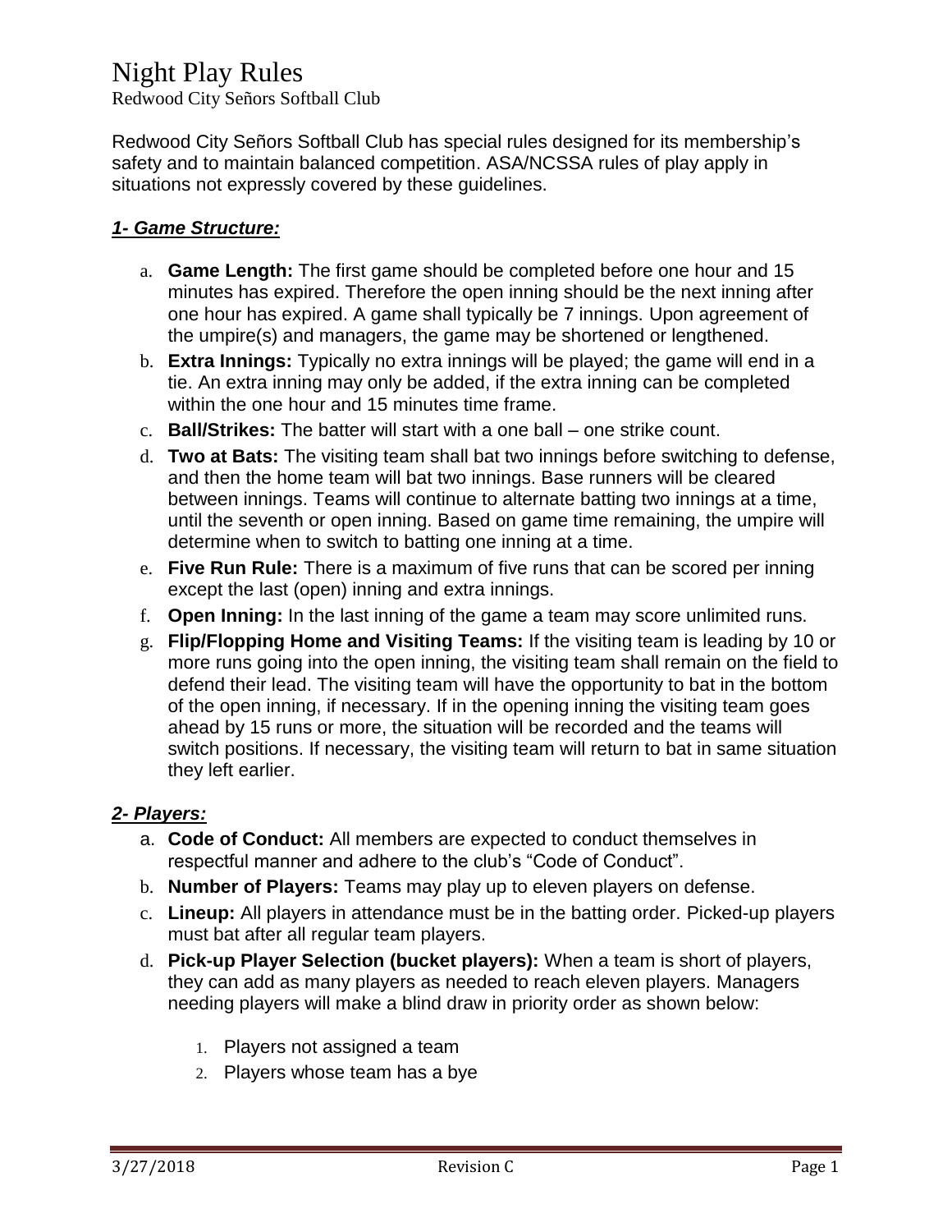# Night Play Rules

Redwood City Señors Softball Club

Redwood City Señors Softball Club has special rules designed for its membership's safety and to maintain balanced competition. ASA/NCSSA rules of play apply in situations not expressly covered by these guidelines.

## ***1- Game Structure:***

a. **Game Length:** The first game should be completed before one hour and 15 minutes has expired. Therefore the open inning should be the next inning after one hour has expired. A game shall typically be 7 innings. Upon agreement of the umpire(s) and managers, the game may be shortened or lengthened.
b. **Extra Innings:** Typically no extra innings will be played; the game will end in a tie. An extra inning may only be added, if the extra inning can be completed within the one hour and 15 minutes time frame.
c. **Ball/Strikes:** The batter will start with a one ball – one strike count.
d. **Two at Bats:** The visiting team shall bat two innings before switching to defense, and then the home team will bat two innings. Base runners will be cleared between innings. Teams will continue to alternate batting two innings at a time, until the seventh or open inning. Based on game time remaining, the umpire will determine when to switch to batting one inning at a time.
e. **Five Run Rule:** There is a maximum of five runs that can be scored per inning except the last (open) inning and extra innings.
f. **Open Inning:** In the last inning of the game a team may score unlimited runs.
g. **Flip/Flopping Home and Visiting Teams:** If the visiting team is leading by 10 or more runs going into the open inning, the visiting team shall remain on the field to defend their lead. The visiting team will have the opportunity to bat in the bottom of the open inning, if necessary. If in the opening inning the visiting team goes ahead by 15 runs or more, the situation will be recorded and the teams will switch positions. If necessary, the visiting team will return to bat in same situation they left earlier.

## ***2- Players:***

a. **Code of Conduct:** All members are expected to conduct themselves in respectful manner and adhere to the club's "Code of Conduct".
b. **Number of Players:** Teams may play up to eleven players on defense.
c. **Lineup:** All players in attendance must be in the batting order. Picked-up players must bat after all regular team players.
d. **Pick-up Player Selection (bucket players):** When a team is short of players, they can add as many players as needed to reach eleven players. Managers needing players will make a blind draw in priority order as shown below:
    1. Players not assigned a team
    2. Players whose team has a bye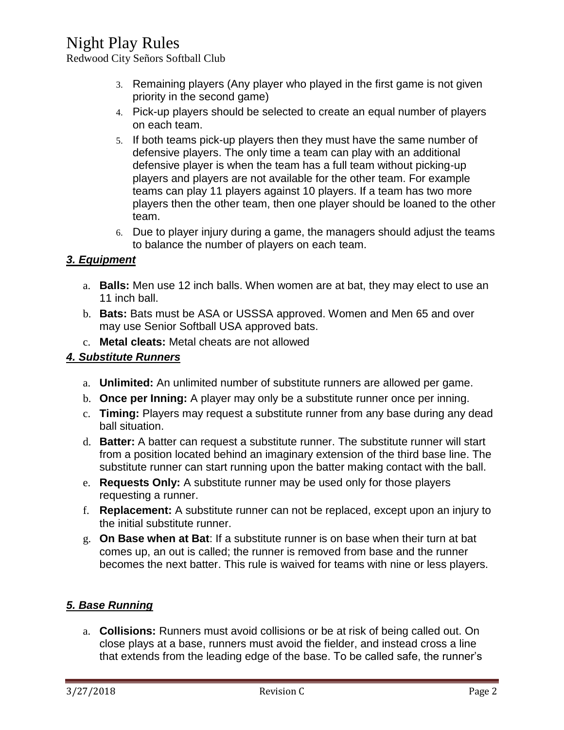3. Remaining players (Any player who played in the first game is not given priority in the second game)
4. Pick-up players should be selected to create an equal number of players on each team.
5. If both teams pick-up players then they must have the same number of defensive players. The only time a team can play with an additional defensive player is when the team has a full team without picking-up players and players are not available for the other team. For example teams can play 11 players against 10 players. If a team has two more players then the other team, then one player should be loaned to the other team.
6. Due to player injury during a game, the managers should adjust the teams to balance the number of players on each team.

### *3. Equipment*

a. **Balls:** Men use 12 inch balls. When women are at bat, they may elect to use an 11 inch ball.
b. **Bats:** Bats must be ASA or USSSA approved. Women and Men 65 and over may use Senior Softball USA approved bats.
c. **Metal cleats:** Metal cheats are not allowed

### *4. Substitute Runners*

a. **Unlimited:** An unlimited number of substitute runners are allowed per game.
b. **Once per Inning:** A player may only be a substitute runner once per inning.
c. **Timing:** Players may request a substitute runner from any base during any dead ball situation.
d. **Batter:** A batter can request a substitute runner. The substitute runner will start from a position located behind an imaginary extension of the third base line. The substitute runner can start running upon the batter making contact with the ball.
e. **Requests Only:** A substitute runner may be used only for those players requesting a runner.
f. **Replacement:** A substitute runner can not be replaced, except upon an injury to the initial substitute runner.
g. **On Base when at Bat**: If a substitute runner is on base when their turn at bat comes up, an out is called; the runner is removed from base and the runner becomes the next batter. This rule is waived for teams with nine or less players.

### *5. Base Running*

a. **Collisions:** Runners must avoid collisions or be at risk of being called out. On close plays at a base, runners must avoid the fielder, and instead cross a line that extends from the leading edge of the base. To be called safe, the runner's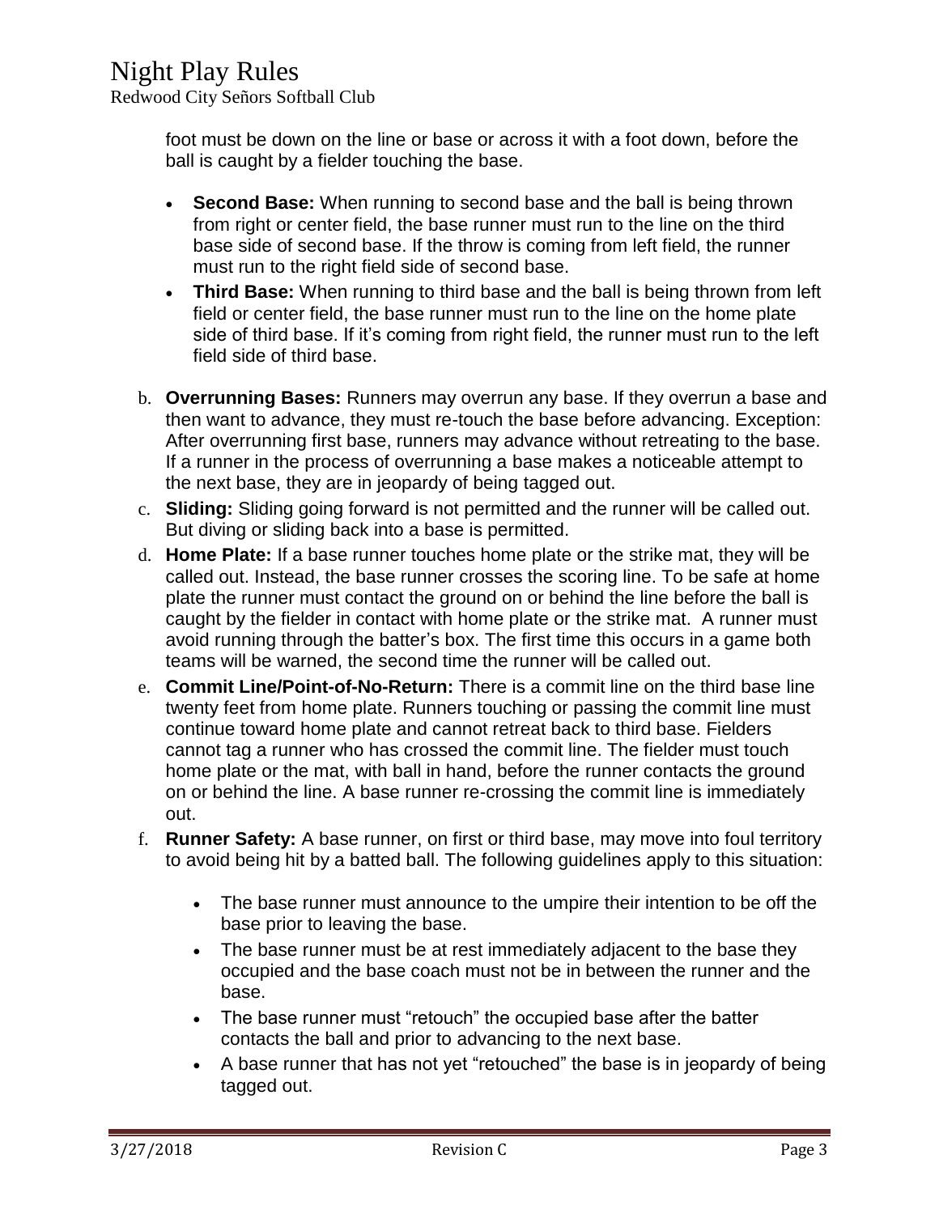foot must be down on the line or base or across it with a foot down, before the ball is caught by a fielder touching the base.

- **Second Base:** When running to second base and the ball is being thrown from right or center field, the base runner must run to the line on the third base side of second base. If the throw is coming from left field, the runner must run to the right field side of second base.
- **Third Base:** When running to third base and the ball is being thrown from left field or center field, the base runner must run to the line on the home plate side of third base. If it's coming from right field, the runner must run to the left field side of third base.

b. **Overrunning Bases:** Runners may overrun any base. If they overrun a base and then want to advance, they must re-touch the base before advancing. Exception: After overrunning first base, runners may advance without retreating to the base. If a runner in the process of overrunning a base makes a noticeable attempt to the next base, they are in jeopardy of being tagged out.

c. **Sliding:** Sliding going forward is not permitted and the runner will be called out. But diving or sliding back into a base is permitted.

d. **Home Plate:** If a base runner touches home plate or the strike mat, they will be called out. Instead, the base runner crosses the scoring line. To be safe at home plate the runner must contact the ground on or behind the line before the ball is caught by the fielder in contact with home plate or the strike mat. A runner must avoid running through the batter's box. The first time this occurs in a game both teams will be warned, the second time the runner will be called out.

e. **Commit Line/Point-of-No-Return:** There is a commit line on the third base line twenty feet from home plate. Runners touching or passing the commit line must continue toward home plate and cannot retreat back to third base. Fielders cannot tag a runner who has crossed the commit line. The fielder must touch home plate or the mat, with ball in hand, before the runner contacts the ground on or behind the line. A base runner re-crossing the commit line is immediately out.

f. **Runner Safety:** A base runner, on first or third base, may move into foul territory to avoid being hit by a batted ball. The following guidelines apply to this situation:

- The base runner must announce to the umpire their intention to be off the base prior to leaving the base.
- The base runner must be at rest immediately adjacent to the base they occupied and the base coach must not be in between the runner and the base.
- The base runner must "retouch" the occupied base after the batter contacts the ball and prior to advancing to the next base.
- A base runner that has not yet "retouched" the base is in jeopardy of being tagged out.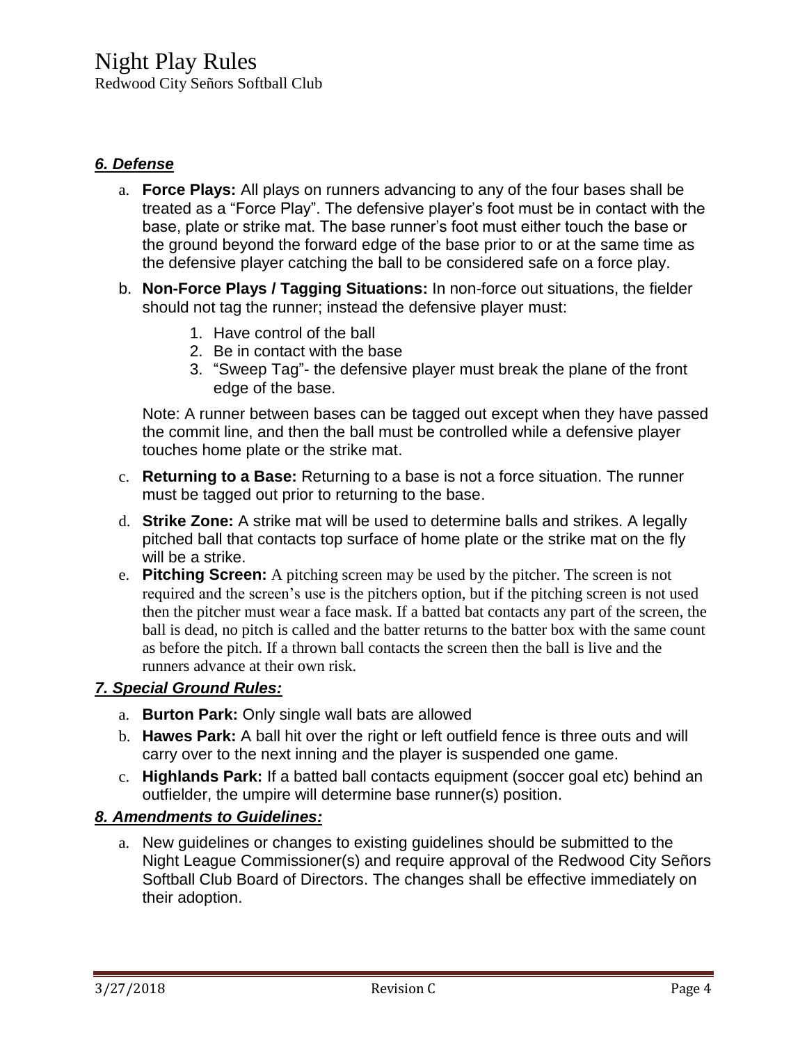# Night Play Rules

Redwood City Señors Softball Club

### *6. Defense*

a. **Force Plays:** All plays on runners advancing to any of the four bases shall be treated as a "Force Play". The defensive player's foot must be in contact with the base, plate or strike mat. The base runner's foot must either touch the base or the ground beyond the forward edge of the base prior to or at the same time as the defensive player catching the ball to be considered safe on a force play.

b. **Non-Force Plays / Tagging Situations:** In non-force out situations, the fielder should not tag the runner; instead the defensive player must:

   1. Have control of the ball
   2. Be in contact with the base
   3. "Sweep Tag"- the defensive player must break the plane of the front edge of the base.

   Note: A runner between bases can be tagged out except when they have passed the commit line, and then the ball must be controlled while a defensive player touches home plate or the strike mat.

c. **Returning to a Base:** Returning to a base is not a force situation. The runner must be tagged out prior to returning to the base.

d. **Strike Zone:** A strike mat will be used to determine balls and strikes. A legally pitched ball that contacts top surface of home plate or the strike mat on the fly will be a strike.

e. **Pitching Screen:** A pitching screen may be used by the pitcher. The screen is not required and the screen's use is the pitchers option, but if the pitching screen is not used then the pitcher must wear a face mask. If a batted bat contacts any part of the screen, the ball is dead, no pitch is called and the batter returns to the batter box with the same count as before the pitch. If a thrown ball contacts the screen then the ball is live and the runners advance at their own risk.

### *7. Special Ground Rules:*

a. **Burton Park:** Only single wall bats are allowed

b. **Hawes Park:** A ball hit over the right or left outfield fence is three outs and will carry over to the next inning and the player is suspended one game.

c. **Highlands Park:** If a batted ball contacts equipment (soccer goal etc) behind an outfielder, the umpire will determine base runner(s) position.

### *8. Amendments to Guidelines:*

a. New guidelines or changes to existing guidelines should be submitted to the Night League Commissioner(s) and require approval of the Redwood City Señors Softball Club Board of Directors. The changes shall be effective immediately on their adoption.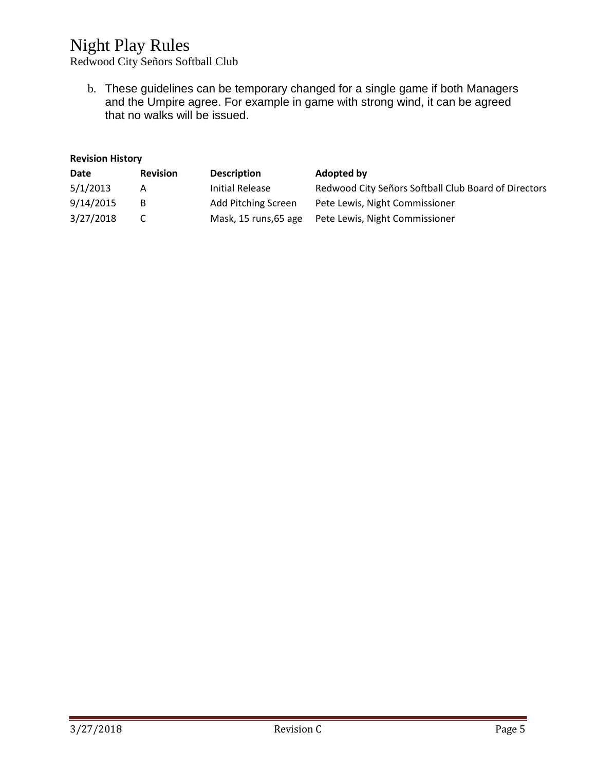b. These guidelines can be temporary changed for a single game if both Managers and the Umpire agree. For example in game with strong wind, it can be agreed that no walks will be issued.

**Revision History**

| Date | Revision | Description | Adopted by |
|---|---|---|---|
| 5/1/2013 | A | Initial Release | Redwood City Señors Softball Club Board of Directors |
| 9/14/2015 | B | Add Pitching Screen | Pete Lewis, Night Commissioner |
| 3/27/2018 | C | Mask, 15 runs,65 age | Pete Lewis, Night Commissioner |